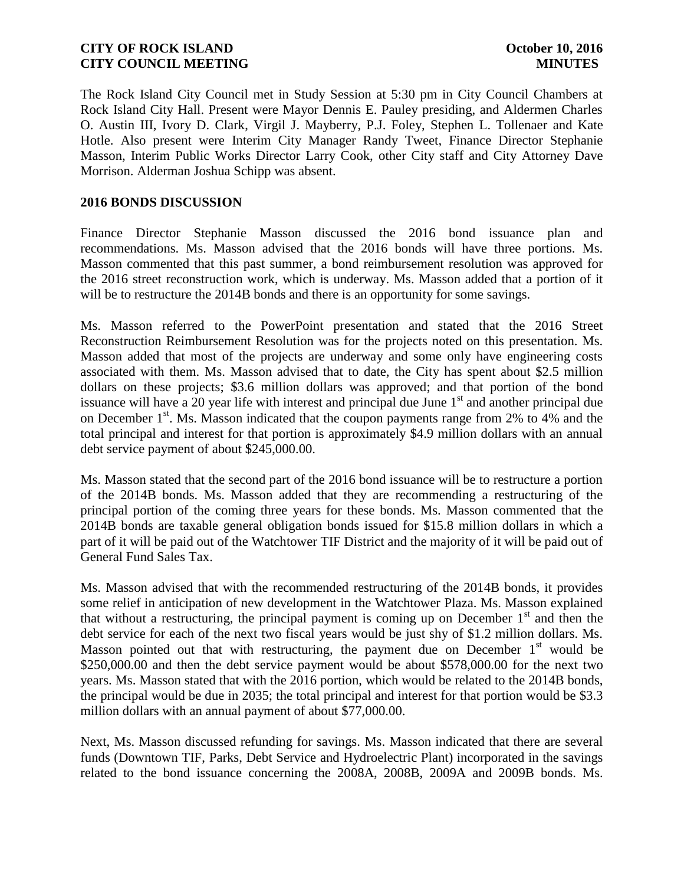The Rock Island City Council met in Study Session at 5:30 pm in City Council Chambers at Rock Island City Hall. Present were Mayor Dennis E. Pauley presiding, and Aldermen Charles O. Austin III, Ivory D. Clark, Virgil J. Mayberry, P.J. Foley, Stephen L. Tollenaer and Kate Hotle. Also present were Interim City Manager Randy Tweet, Finance Director Stephanie Masson, Interim Public Works Director Larry Cook, other City staff and City Attorney Dave Morrison. Alderman Joshua Schipp was absent.

## 2016 BONDS DISCUSSION

Finance Director Stephanie Masson discussed the 2016 bond issuance plan and recommendations. Ms. Masson advised that the 2016 bonds will have three portions. Ms. Masson commented that this past summer, a bond reimbursement resolution was approved for the 2016 street reconstruction work, which is underway. Ms. Masson added that a portion of it will be to restructure the 2014B bonds and there is an opportunity for some savings.

Ms. Masson referred to the PowerPoint presentation and stated that the 2016 Street Reconstruction Reimbursement Resolution was for the projects noted on this presentation. Ms. Masson added that most of the projects are underway and some only have engineering costs associated with them. Ms. Masson advised that to date, the City has spent about $2.5 million dollars on these projects; $3.6 million dollars was approved; and that portion of the bond issuance will have a 20 year life with interest and principal due June 1st and another principal due on December 1st. Ms. Masson indicated that the coupon payments range from 2% to 4% and the total principal and interest for that portion is approximately $4.9 million dollars with an annual debt service payment of about $245,000.00.

Ms. Masson stated that the second part of the 2016 bond issuance will be to restructure a portion of the 2014B bonds. Ms. Masson added that they are recommending a restructuring of the principal portion of the coming three years for these bonds. Ms. Masson commented that the 2014B bonds are taxable general obligation bonds issued for $15.8 million dollars in which a part of it will be paid out of the Watchtower TIF District and the majority of it will be paid out of General Fund Sales Tax.

Ms. Masson advised that with the recommended restructuring of the 2014B bonds, it provides some relief in anticipation of new development in the Watchtower Plaza. Ms. Masson explained that without a restructuring, the principal payment is coming up on December 1st and then the debt service for each of the next two fiscal years would be just shy of $1.2 million dollars. Ms. Masson pointed out that with restructuring, the payment due on December 1st would be $250,000.00 and then the debt service payment would be about $578,000.00 for the next two years. Ms. Masson stated that with the 2016 portion, which would be related to the 2014B bonds, the principal would be due in 2035; the total principal and interest for that portion would be $3.3 million dollars with an annual payment of about $77,000.00.

Next, Ms. Masson discussed refunding for savings. Ms. Masson indicated that there are several funds (Downtown TIF, Parks, Debt Service and Hydroelectric Plant) incorporated in the savings related to the bond issuance concerning the 2008A, 2008B, 2009A and 2009B bonds. Ms.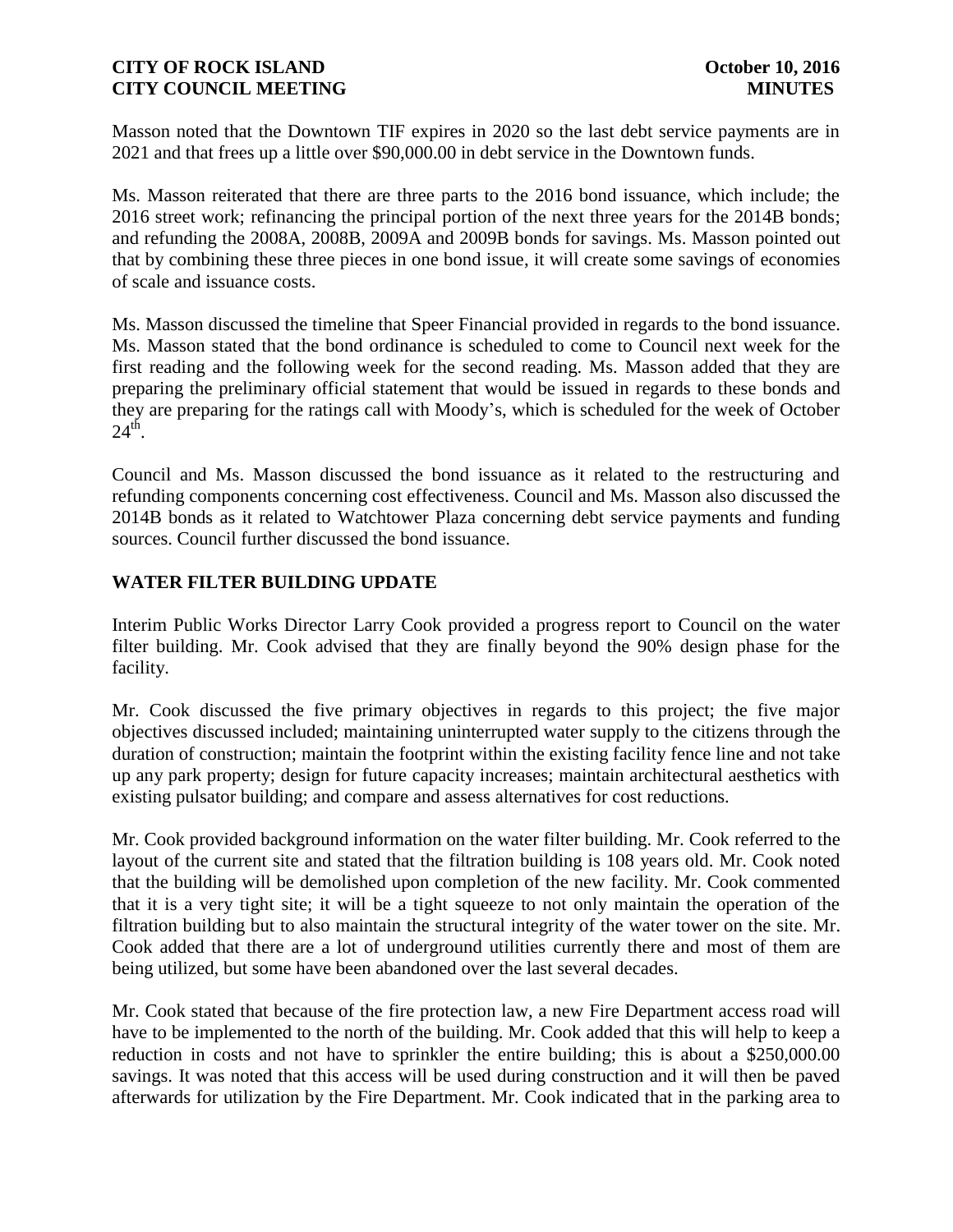Masson noted that the Downtown TIF expires in 2020 so the last debt service payments are in 2021 and that frees up a little over $90,000.00 in debt service in the Downtown funds.

Ms. Masson reiterated that there are three parts to the 2016 bond issuance, which include; the 2016 street work; refinancing the principal portion of the next three years for the 2014B bonds; and refunding the 2008A, 2008B, 2009A and 2009B bonds for savings. Ms. Masson pointed out that by combining these three pieces in one bond issue, it will create some savings of economies of scale and issuance costs.

Ms. Masson discussed the timeline that Speer Financial provided in regards to the bond issuance. Ms. Masson stated that the bond ordinance is scheduled to come to Council next week for the first reading and the following week for the second reading. Ms. Masson added that they are preparing the preliminary official statement that would be issued in regards to these bonds and they are preparing for the ratings call with Moody's, which is scheduled for the week of October 24th.

Council and Ms. Masson discussed the bond issuance as it related to the restructuring and refunding components concerning cost effectiveness. Council and Ms. Masson also discussed the 2014B bonds as it related to Watchtower Plaza concerning debt service payments and funding sources. Council further discussed the bond issuance.

## WATER FILTER BUILDING UPDATE

Interim Public Works Director Larry Cook provided a progress report to Council on the water filter building. Mr. Cook advised that they are finally beyond the 90% design phase for the facility.

Mr. Cook discussed the five primary objectives in regards to this project; the five major objectives discussed included; maintaining uninterrupted water supply to the citizens through the duration of construction; maintain the footprint within the existing facility fence line and not take up any park property; design for future capacity increases; maintain architectural aesthetics with existing pulsator building; and compare and assess alternatives for cost reductions.

Mr. Cook provided background information on the water filter building. Mr. Cook referred to the layout of the current site and stated that the filtration building is 108 years old. Mr. Cook noted that the building will be demolished upon completion of the new facility. Mr. Cook commented that it is a very tight site; it will be a tight squeeze to not only maintain the operation of the filtration building but to also maintain the structural integrity of the water tower on the site. Mr. Cook added that there are a lot of underground utilities currently there and most of them are being utilized, but some have been abandoned over the last several decades.

Mr. Cook stated that because of the fire protection law, a new Fire Department access road will have to be implemented to the north of the building. Mr. Cook added that this will help to keep a reduction in costs and not have to sprinkler the entire building; this is about a $250,000.00 savings. It was noted that this access will be used during construction and it will then be paved afterwards for utilization by the Fire Department. Mr. Cook indicated that in the parking area to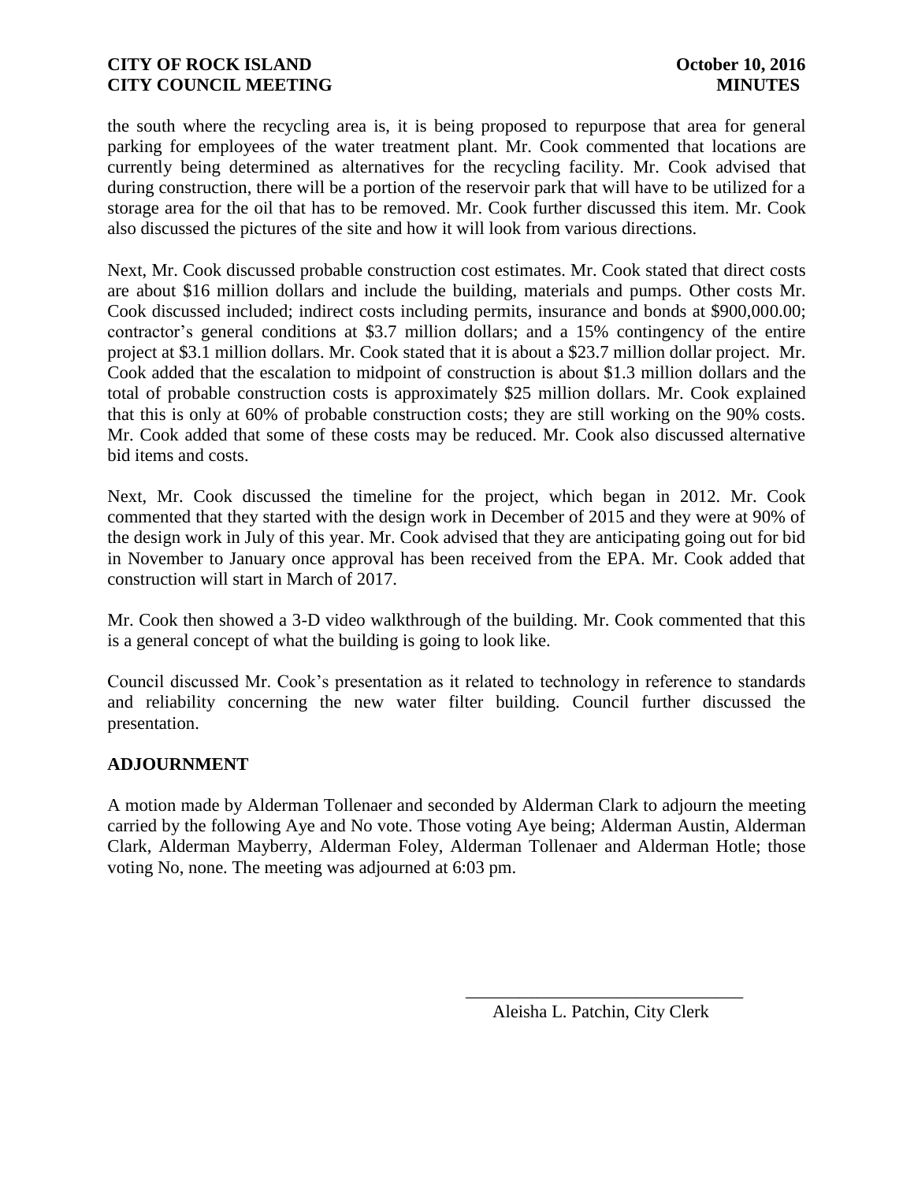the south where the recycling area is, it is being proposed to repurpose that area for general parking for employees of the water treatment plant. Mr. Cook commented that locations are currently being determined as alternatives for the recycling facility. Mr. Cook advised that during construction, there will be a portion of the reservoir park that will have to be utilized for a storage area for the oil that has to be removed. Mr. Cook further discussed this item. Mr. Cook also discussed the pictures of the site and how it will look from various directions.

Next, Mr. Cook discussed probable construction cost estimates. Mr. Cook stated that direct costs are about $16 million dollars and include the building, materials and pumps. Other costs Mr. Cook discussed included; indirect costs including permits, insurance and bonds at $900,000.00; contractor's general conditions at $3.7 million dollars; and a 15% contingency of the entire project at $3.1 million dollars. Mr. Cook stated that it is about a $23.7 million dollar project. Mr. Cook added that the escalation to midpoint of construction is about $1.3 million dollars and the total of probable construction costs is approximately $25 million dollars. Mr. Cook explained that this is only at 60% of probable construction costs; they are still working on the 90% costs. Mr. Cook added that some of these costs may be reduced. Mr. Cook also discussed alternative bid items and costs.

Next, Mr. Cook discussed the timeline for the project, which began in 2012. Mr. Cook commented that they started with the design work in December of 2015 and they were at 90% of the design work in July of this year. Mr. Cook advised that they are anticipating going out for bid in November to January once approval has been received from the EPA. Mr. Cook added that construction will start in March of 2017.

Mr. Cook then showed a 3-D video walkthrough of the building. Mr. Cook commented that this is a general concept of what the building is going to look like.

Council discussed Mr. Cook's presentation as it related to technology in reference to standards and reliability concerning the new water filter building. Council further discussed the presentation.

## ADJOURNMENT

A motion made by Alderman Tollenaer and seconded by Alderman Clark to adjourn the meeting carried by the following Aye and No vote. Those voting Aye being; Alderman Austin, Alderman Clark, Alderman Mayberry, Alderman Foley, Alderman Tollenaer and Alderman Hotle; those voting No, none. The meeting was adjourned at 6:03 pm.

\_\_\_\_\_\_\_\_\_\_\_\_\_\_\_\_\_\_\_\_\_\_\_\_\_\_\_\_\_\_\_\_

Aleisha L. Patchin, City Clerk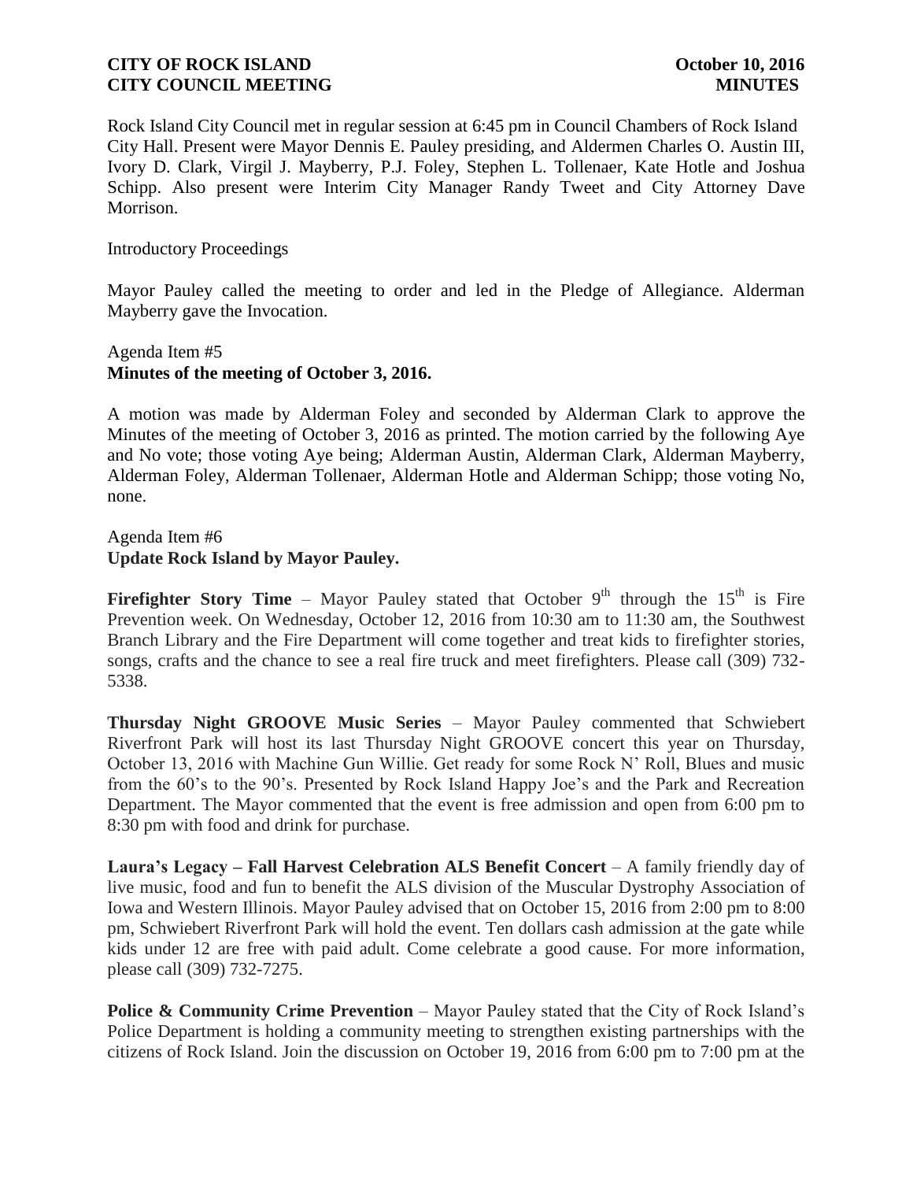Rock Island City Council met in regular session at 6:45 pm in Council Chambers of Rock Island City Hall. Present were Mayor Dennis E. Pauley presiding, and Aldermen Charles O. Austin III, Ivory D. Clark, Virgil J. Mayberry, P.J. Foley, Stephen L. Tollenaer, Kate Hotle and Joshua Schipp. Also present were Interim City Manager Randy Tweet and City Attorney Dave Morrison.

Introductory Proceedings

Mayor Pauley called the meeting to order and led in the Pledge of Allegiance. Alderman Mayberry gave the Invocation.

Agenda Item #5
**Minutes of the meeting of October 3, 2016.**

A motion was made by Alderman Foley and seconded by Alderman Clark to approve the Minutes of the meeting of October 3, 2016 as printed. The motion carried by the following Aye and No vote; those voting Aye being; Alderman Austin, Alderman Clark, Alderman Mayberry, Alderman Foley, Alderman Tollenaer, Alderman Hotle and Alderman Schipp; those voting No, none.

Agenda Item #6
**Update Rock Island by Mayor Pauley.**

**Firefighter Story Time** – Mayor Pauley stated that October 9th through the 15th is Fire Prevention week. On Wednesday, October 12, 2016 from 10:30 am to 11:30 am, the Southwest Branch Library and the Fire Department will come together and treat kids to firefighter stories, songs, crafts and the chance to see a real fire truck and meet firefighters. Please call (309) 732-5338.

**Thursday Night GROOVE Music Series** – Mayor Pauley commented that Schwiebert Riverfront Park will host its last Thursday Night GROOVE concert this year on Thursday, October 13, 2016 with Machine Gun Willie. Get ready for some Rock N' Roll, Blues and music from the 60's to the 90's. Presented by Rock Island Happy Joe's and the Park and Recreation Department. The Mayor commented that the event is free admission and open from 6:00 pm to 8:30 pm with food and drink for purchase.

**Laura's Legacy – Fall Harvest Celebration ALS Benefit Concert** – A family friendly day of live music, food and fun to benefit the ALS division of the Muscular Dystrophy Association of Iowa and Western Illinois. Mayor Pauley advised that on October 15, 2016 from 2:00 pm to 8:00 pm, Schwiebert Riverfront Park will hold the event. Ten dollars cash admission at the gate while kids under 12 are free with paid adult. Come celebrate a good cause. For more information, please call (309) 732-7275.

**Police & Community Crime Prevention** – Mayor Pauley stated that the City of Rock Island's Police Department is holding a community meeting to strengthen existing partnerships with the citizens of Rock Island. Join the discussion on October 19, 2016 from 6:00 pm to 7:00 pm at the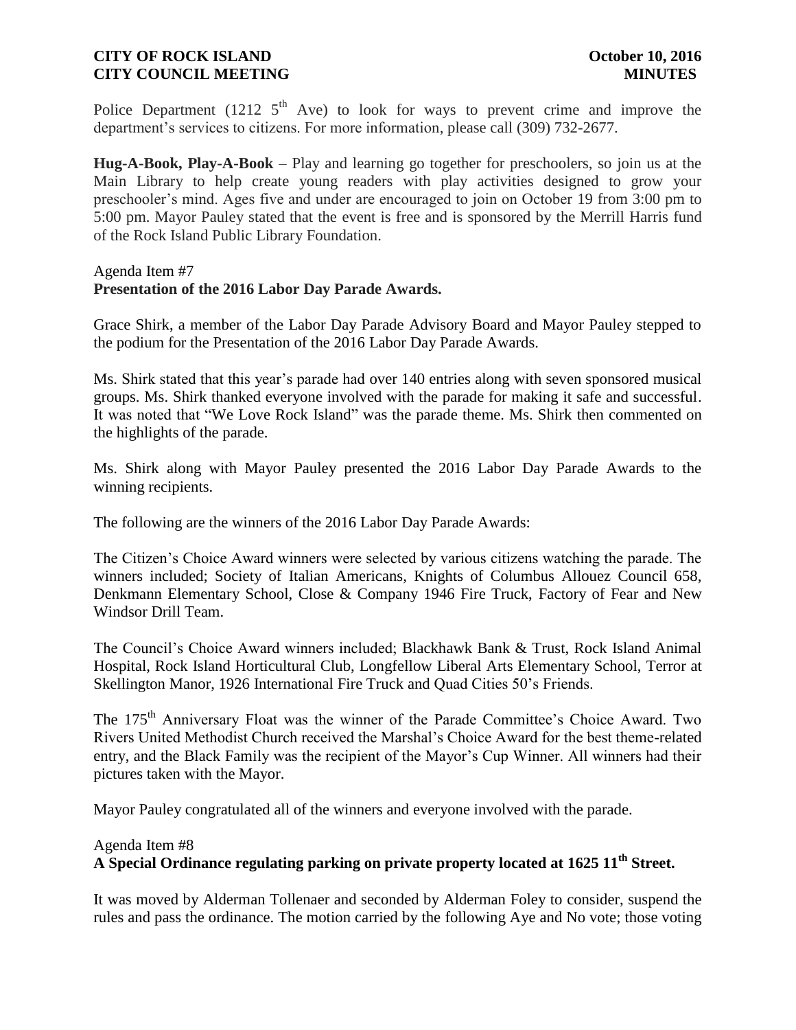Police Department (1212 5th Ave) to look for ways to prevent crime and improve the department's services to citizens. For more information, please call (309) 732-2677.

**Hug-A-Book, Play-A-Book** – Play and learning go together for preschoolers, so join us at the Main Library to help create young readers with play activities designed to grow your preschooler's mind. Ages five and under are encouraged to join on October 19 from 3:00 pm to 5:00 pm. Mayor Pauley stated that the event is free and is sponsored by the Merrill Harris fund of the Rock Island Public Library Foundation.

Agenda Item #7
**Presentation of the 2016 Labor Day Parade Awards.**

Grace Shirk, a member of the Labor Day Parade Advisory Board and Mayor Pauley stepped to the podium for the Presentation of the 2016 Labor Day Parade Awards.

Ms. Shirk stated that this year's parade had over 140 entries along with seven sponsored musical groups. Ms. Shirk thanked everyone involved with the parade for making it safe and successful. It was noted that "We Love Rock Island" was the parade theme. Ms. Shirk then commented on the highlights of the parade.

Ms. Shirk along with Mayor Pauley presented the 2016 Labor Day Parade Awards to the winning recipients.

The following are the winners of the 2016 Labor Day Parade Awards:

The Citizen's Choice Award winners were selected by various citizens watching the parade. The winners included; Society of Italian Americans, Knights of Columbus Allouez Council 658, Denkmann Elementary School, Close & Company 1946 Fire Truck, Factory of Fear and New Windsor Drill Team.

The Council's Choice Award winners included; Blackhawk Bank & Trust, Rock Island Animal Hospital, Rock Island Horticultural Club, Longfellow Liberal Arts Elementary School, Terror at Skellington Manor, 1926 International Fire Truck and Quad Cities 50's Friends.

The 175th Anniversary Float was the winner of the Parade Committee's Choice Award. Two Rivers United Methodist Church received the Marshal's Choice Award for the best theme-related entry, and the Black Family was the recipient of the Mayor's Cup Winner. All winners had their pictures taken with the Mayor.

Mayor Pauley congratulated all of the winners and everyone involved with the parade.

Agenda Item #8
**A Special Ordinance regulating parking on private property located at 1625 11th Street.**

It was moved by Alderman Tollenaer and seconded by Alderman Foley to consider, suspend the rules and pass the ordinance. The motion carried by the following Aye and No vote; those voting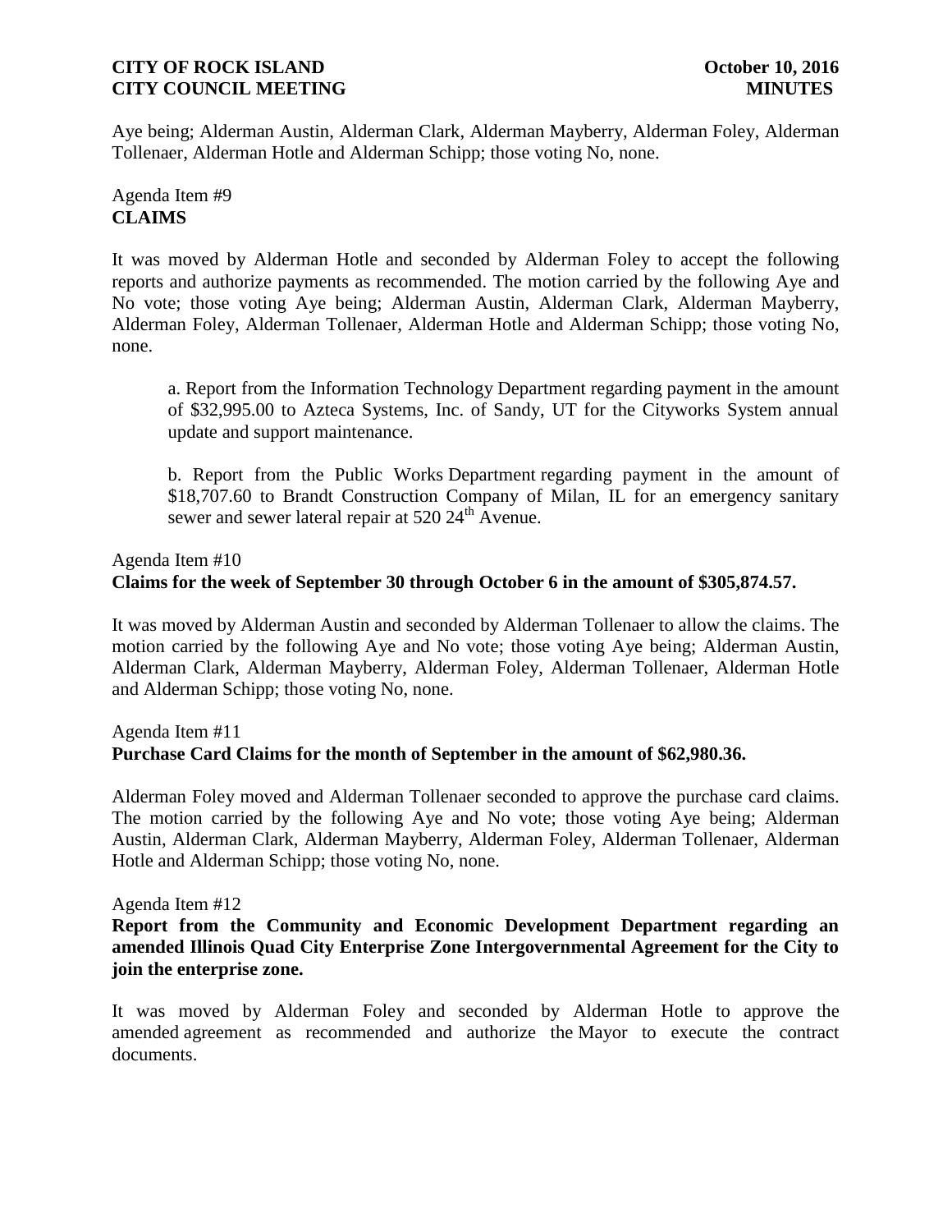Aye being; Alderman Austin, Alderman Clark, Alderman Mayberry, Alderman Foley, Alderman Tollenaer, Alderman Hotle and Alderman Schipp; those voting No, none.

Agenda Item #9
**CLAIMS**

It was moved by Alderman Hotle and seconded by Alderman Foley to accept the following reports and authorize payments as recommended. The motion carried by the following Aye and No vote; those voting Aye being; Alderman Austin, Alderman Clark, Alderman Mayberry, Alderman Foley, Alderman Tollenaer, Alderman Hotle and Alderman Schipp; those voting No, none.

a. Report from the Information Technology Department regarding payment in the amount of $32,995.00 to Azteca Systems, Inc. of Sandy, UT for the Cityworks System annual update and support maintenance.

b. Report from the Public Works Department regarding payment in the amount of $18,707.60 to Brandt Construction Company of Milan, IL for an emergency sanitary sewer and sewer lateral repair at 520 24th Avenue.

Agenda Item #10
**Claims for the week of September 30 through October 6 in the amount of $305,874.57.**

It was moved by Alderman Austin and seconded by Alderman Tollenaer to allow the claims. The motion carried by the following Aye and No vote; those voting Aye being; Alderman Austin, Alderman Clark, Alderman Mayberry, Alderman Foley, Alderman Tollenaer, Alderman Hotle and Alderman Schipp; those voting No, none.

Agenda Item #11
**Purchase Card Claims for the month of September in the amount of $62,980.36.**

Alderman Foley moved and Alderman Tollenaer seconded to approve the purchase card claims. The motion carried by the following Aye and No vote; those voting Aye being; Alderman Austin, Alderman Clark, Alderman Mayberry, Alderman Foley, Alderman Tollenaer, Alderman Hotle and Alderman Schipp; those voting No, none.

Agenda Item #12
**Report from the Community and Economic Development Department regarding an amended Illinois Quad City Enterprise Zone Intergovernmental Agreement for the City to join the enterprise zone.**

It was moved by Alderman Foley and seconded by Alderman Hotle to approve the amended agreement as recommended and authorize the Mayor to execute the contract documents.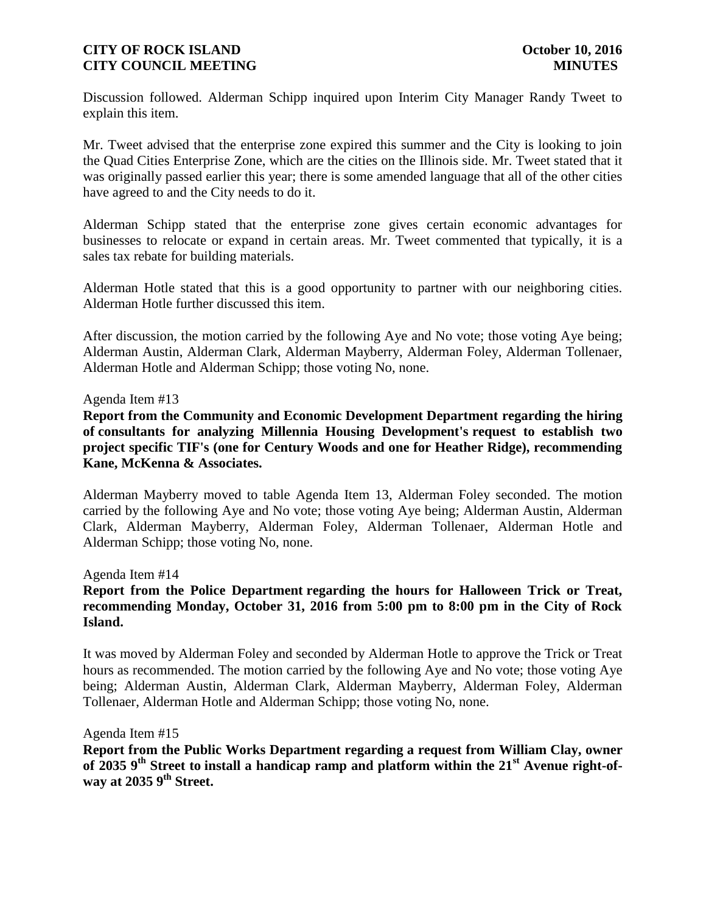Discussion followed. Alderman Schipp inquired upon Interim City Manager Randy Tweet to explain this item.

Mr. Tweet advised that the enterprise zone expired this summer and the City is looking to join the Quad Cities Enterprise Zone, which are the cities on the Illinois side. Mr. Tweet stated that it was originally passed earlier this year; there is some amended language that all of the other cities have agreed to and the City needs to do it.

Alderman Schipp stated that the enterprise zone gives certain economic advantages for businesses to relocate or expand in certain areas. Mr. Tweet commented that typically, it is a sales tax rebate for building materials.

Alderman Hotle stated that this is a good opportunity to partner with our neighboring cities. Alderman Hotle further discussed this item.

After discussion, the motion carried by the following Aye and No vote; those voting Aye being; Alderman Austin, Alderman Clark, Alderman Mayberry, Alderman Foley, Alderman Tollenaer, Alderman Hotle and Alderman Schipp; those voting No, none.

Agenda Item #13

**Report from the Community and Economic Development Department regarding the hiring of consultants for analyzing Millennia Housing Development's request to establish two project specific TIF's (one for Century Woods and one for Heather Ridge), recommending Kane, McKenna & Associates.**

Alderman Mayberry moved to table Agenda Item 13, Alderman Foley seconded. The motion carried by the following Aye and No vote; those voting Aye being; Alderman Austin, Alderman Clark, Alderman Mayberry, Alderman Foley, Alderman Tollenaer, Alderman Hotle and Alderman Schipp; those voting No, none.

Agenda Item #14

**Report from the Police Department regarding the hours for Halloween Trick or Treat, recommending Monday, October 31, 2016 from 5:00 pm to 8:00 pm in the City of Rock Island.**

It was moved by Alderman Foley and seconded by Alderman Hotle to approve the Trick or Treat hours as recommended. The motion carried by the following Aye and No vote; those voting Aye being; Alderman Austin, Alderman Clark, Alderman Mayberry, Alderman Foley, Alderman Tollenaer, Alderman Hotle and Alderman Schipp; those voting No, none.

Agenda Item #15

**Report from the Public Works Department regarding a request from William Clay, owner of 2035 9th Street to install a handicap ramp and platform within the 21st Avenue right-of-way at 2035 9th Street.**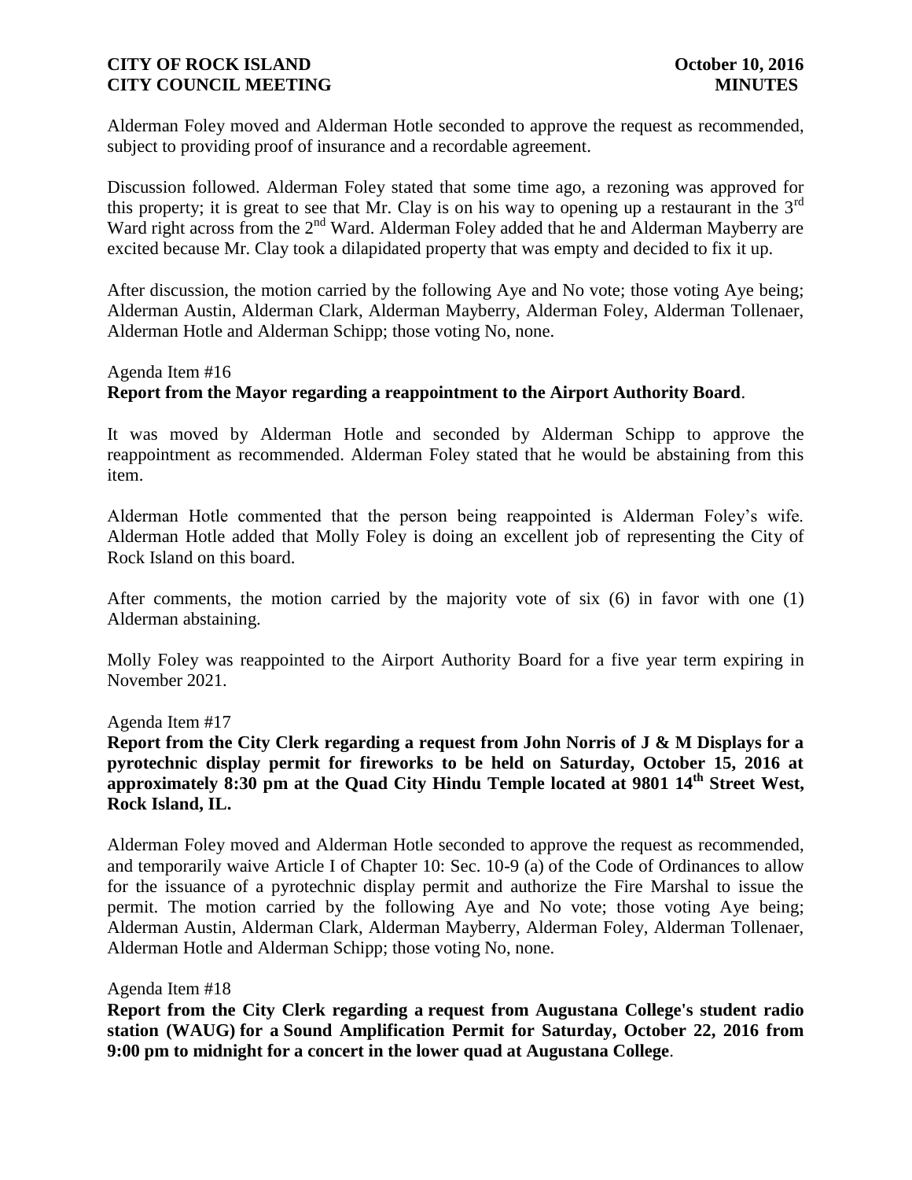Alderman Foley moved and Alderman Hotle seconded to approve the request as recommended, subject to providing proof of insurance and a recordable agreement.

Discussion followed. Alderman Foley stated that some time ago, a rezoning was approved for this property; it is great to see that Mr. Clay is on his way to opening up a restaurant in the 3rd Ward right across from the 2nd Ward. Alderman Foley added that he and Alderman Mayberry are excited because Mr. Clay took a dilapidated property that was empty and decided to fix it up.

After discussion, the motion carried by the following Aye and No vote; those voting Aye being; Alderman Austin, Alderman Clark, Alderman Mayberry, Alderman Foley, Alderman Tollenaer, Alderman Hotle and Alderman Schipp; those voting No, none.

Agenda Item #16

**Report from the Mayor regarding a reappointment to the Airport Authority Board**.

It was moved by Alderman Hotle and seconded by Alderman Schipp to approve the reappointment as recommended. Alderman Foley stated that he would be abstaining from this item.

Alderman Hotle commented that the person being reappointed is Alderman Foley's wife. Alderman Hotle added that Molly Foley is doing an excellent job of representing the City of Rock Island on this board.

After comments, the motion carried by the majority vote of six (6) in favor with one (1) Alderman abstaining.

Molly Foley was reappointed to the Airport Authority Board for a five year term expiring in November 2021.

Agenda Item #17

**Report from the City Clerk regarding a request from John Norris of J & M Displays for a pyrotechnic display permit for fireworks to be held on Saturday, October 15, 2016 at approximately 8:30 pm at the Quad City Hindu Temple located at 9801 14th Street West, Rock Island, IL.**

Alderman Foley moved and Alderman Hotle seconded to approve the request as recommended, and temporarily waive Article I of Chapter 10: Sec. 10-9 (a) of the Code of Ordinances to allow for the issuance of a pyrotechnic display permit and authorize the Fire Marshal to issue the permit. The motion carried by the following Aye and No vote; those voting Aye being; Alderman Austin, Alderman Clark, Alderman Mayberry, Alderman Foley, Alderman Tollenaer, Alderman Hotle and Alderman Schipp; those voting No, none.

Agenda Item #18

**Report from the City Clerk regarding a request from Augustana College's student radio station (WAUG) for a Sound Amplification Permit for Saturday, October 22, 2016 from 9:00 pm to midnight for a concert in the lower quad at Augustana College**.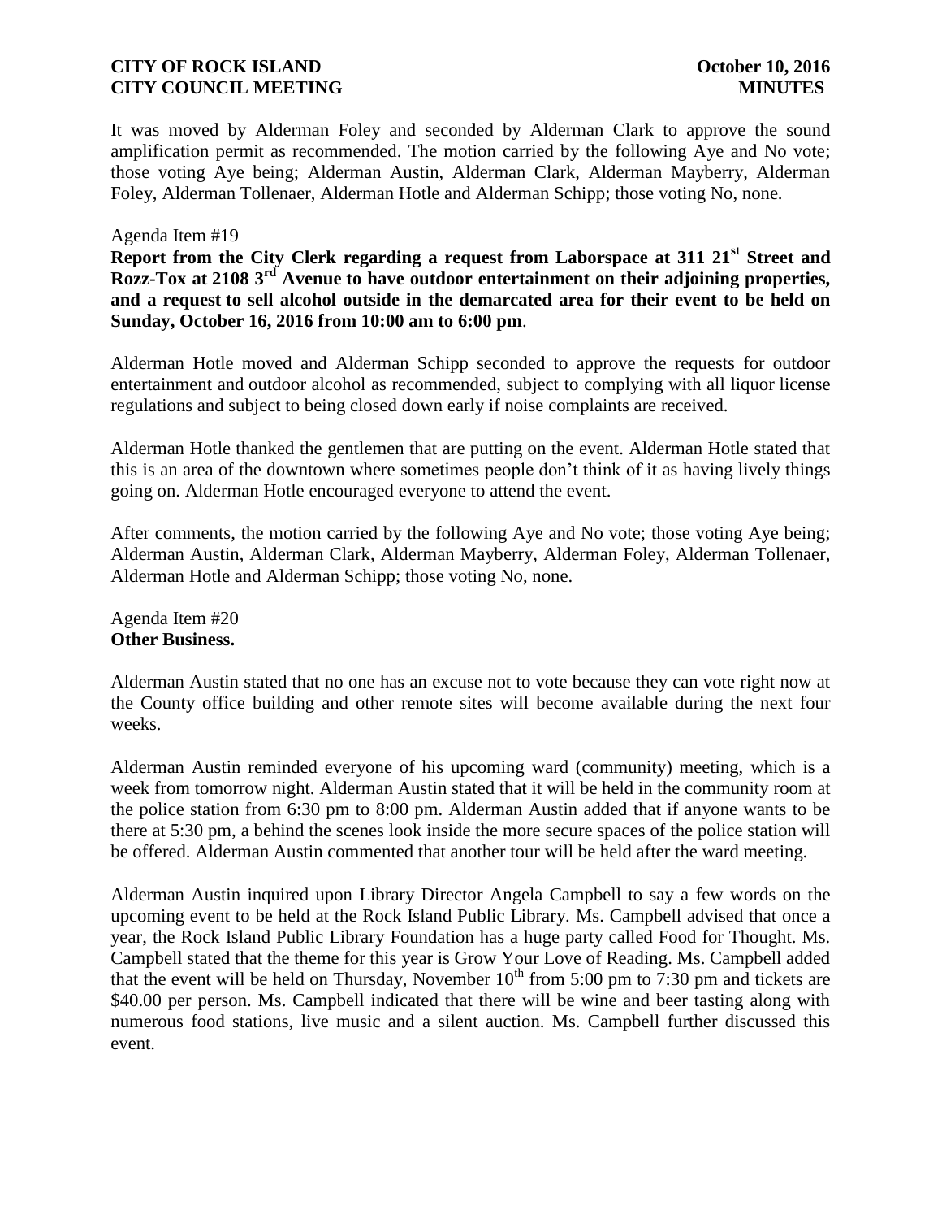It was moved by Alderman Foley and seconded by Alderman Clark to approve the sound amplification permit as recommended. The motion carried by the following Aye and No vote; those voting Aye being; Alderman Austin, Alderman Clark, Alderman Mayberry, Alderman Foley, Alderman Tollenaer, Alderman Hotle and Alderman Schipp; those voting No, none.

Agenda Item #19

**Report from the City Clerk regarding a request from Laborspace at 311 21st Street and Rozz-Tox at 2108 3rd Avenue to have outdoor entertainment on their adjoining properties, and a request to sell alcohol outside in the demarcated area for their event to be held on Sunday, October 16, 2016 from 10:00 am to 6:00 pm**.

Alderman Hotle moved and Alderman Schipp seconded to approve the requests for outdoor entertainment and outdoor alcohol as recommended, subject to complying with all liquor license regulations and subject to being closed down early if noise complaints are received.

Alderman Hotle thanked the gentlemen that are putting on the event. Alderman Hotle stated that this is an area of the downtown where sometimes people don't think of it as having lively things going on. Alderman Hotle encouraged everyone to attend the event.

After comments, the motion carried by the following Aye and No vote; those voting Aye being; Alderman Austin, Alderman Clark, Alderman Mayberry, Alderman Foley, Alderman Tollenaer, Alderman Hotle and Alderman Schipp; those voting No, none.

Agenda Item #20

**Other Business.**

Alderman Austin stated that no one has an excuse not to vote because they can vote right now at the County office building and other remote sites will become available during the next four weeks.

Alderman Austin reminded everyone of his upcoming ward (community) meeting, which is a week from tomorrow night. Alderman Austin stated that it will be held in the community room at the police station from 6:30 pm to 8:00 pm. Alderman Austin added that if anyone wants to be there at 5:30 pm, a behind the scenes look inside the more secure spaces of the police station will be offered. Alderman Austin commented that another tour will be held after the ward meeting.

Alderman Austin inquired upon Library Director Angela Campbell to say a few words on the upcoming event to be held at the Rock Island Public Library. Ms. Campbell advised that once a year, the Rock Island Public Library Foundation has a huge party called Food for Thought. Ms. Campbell stated that the theme for this year is Grow Your Love of Reading. Ms. Campbell added that the event will be held on Thursday, November 10th from 5:00 pm to 7:30 pm and tickets are $40.00 per person. Ms. Campbell indicated that there will be wine and beer tasting along with numerous food stations, live music and a silent auction. Ms. Campbell further discussed this event.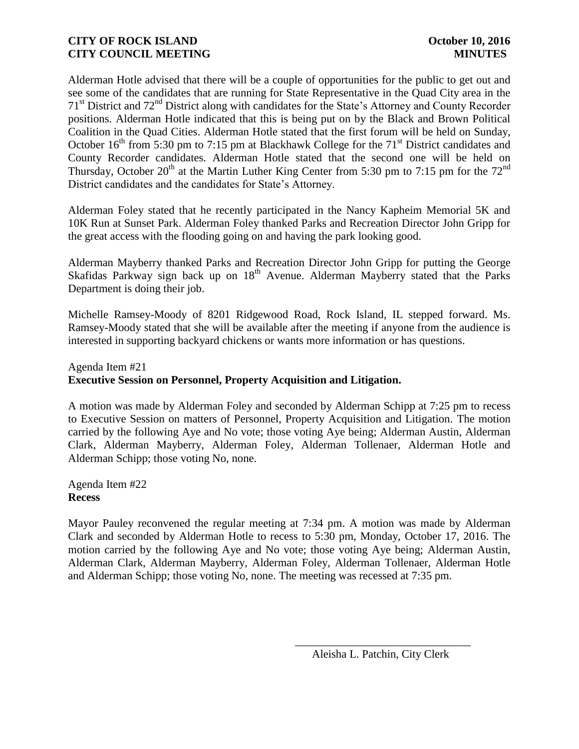Alderman Hotle advised that there will be a couple of opportunities for the public to get out and see some of the candidates that are running for State Representative in the Quad City area in the 71st District and 72nd District along with candidates for the State's Attorney and County Recorder positions. Alderman Hotle indicated that this is being put on by the Black and Brown Political Coalition in the Quad Cities. Alderman Hotle stated that the first forum will be held on Sunday, October 16th from 5:30 pm to 7:15 pm at Blackhawk College for the 71st District candidates and County Recorder candidates. Alderman Hotle stated that the second one will be held on Thursday, October 20th at the Martin Luther King Center from 5:30 pm to 7:15 pm for the 72nd District candidates and the candidates for State's Attorney.

Alderman Foley stated that he recently participated in the Nancy Kapheim Memorial 5K and 10K Run at Sunset Park. Alderman Foley thanked Parks and Recreation Director John Gripp for the great access with the flooding going on and having the park looking good.

Alderman Mayberry thanked Parks and Recreation Director John Gripp for putting the George Skafidas Parkway sign back up on 18th Avenue. Alderman Mayberry stated that the Parks Department is doing their job.

Michelle Ramsey-Moody of 8201 Ridgewood Road, Rock Island, IL stepped forward. Ms. Ramsey-Moody stated that she will be available after the meeting if anyone from the audience is interested in supporting backyard chickens or wants more information or has questions.

Agenda Item #21
**Executive Session on Personnel, Property Acquisition and Litigation.**

A motion was made by Alderman Foley and seconded by Alderman Schipp at 7:25 pm to recess to Executive Session on matters of Personnel, Property Acquisition and Litigation. The motion carried by the following Aye and No vote; those voting Aye being; Alderman Austin, Alderman Clark, Alderman Mayberry, Alderman Foley, Alderman Tollenaer, Alderman Hotle and Alderman Schipp; those voting No, none.

Agenda Item #22
**Recess**

Mayor Pauley reconvened the regular meeting at 7:34 pm. A motion was made by Alderman Clark and seconded by Alderman Hotle to recess to 5:30 pm, Monday, October 17, 2016. The motion carried by the following Aye and No vote; those voting Aye being; Alderman Austin, Alderman Clark, Alderman Mayberry, Alderman Foley, Alderman Tollenaer, Alderman Hotle and Alderman Schipp; those voting No, none. The meeting was recessed at 7:35 pm.

\_\_\_\_\_\_\_\_\_\_\_\_\_\_\_\_\_\_\_\_\_\_\_\_\_\_\_\_\_\_\_\_

Aleisha L. Patchin, City Clerk